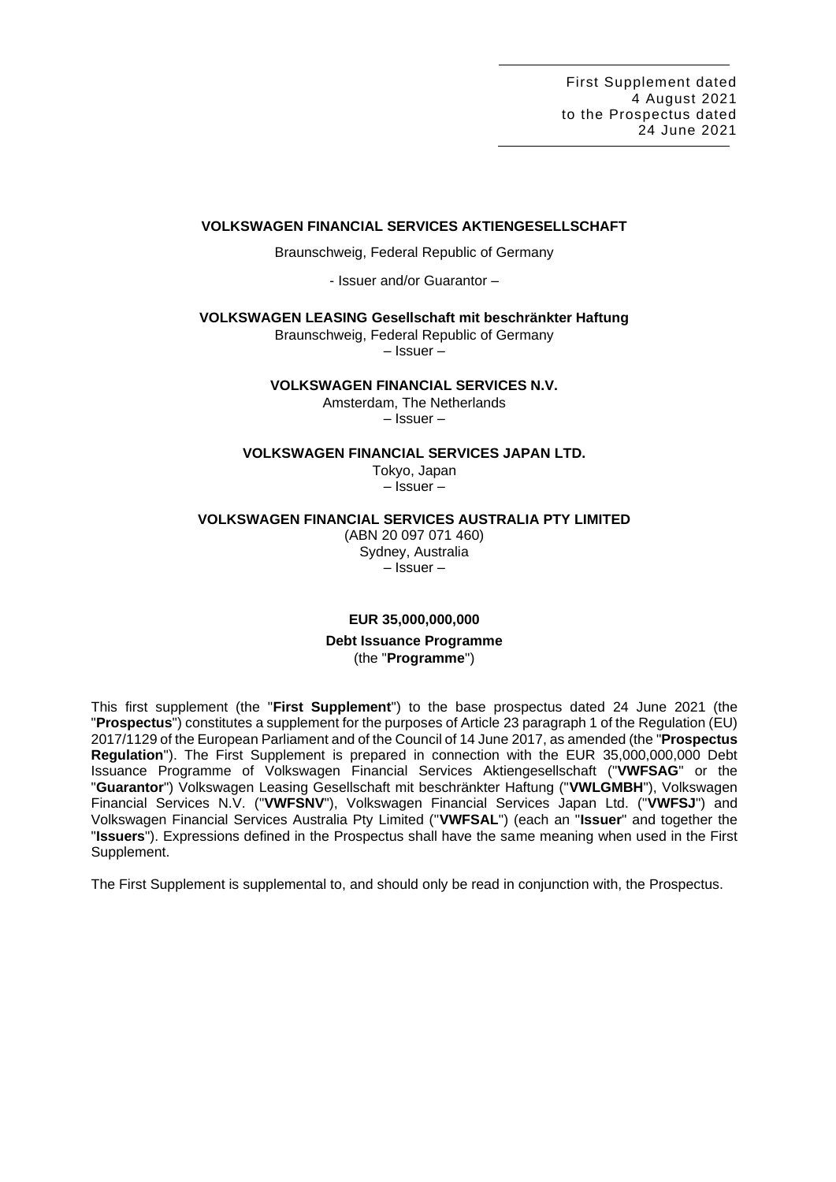First Supplement dated
4 August 2021
to the Prospectus dated
24 June 2021

**VOLKSWAGEN FINANCIAL SERVICES AKTIENGESELLSCHAFT**

Braunschweig, Federal Republic of Germany

- Issuer and/or Guarantor –

**VOLKSWAGEN LEASING Gesellschaft mit beschränkter Haftung**

Braunschweig, Federal Republic of Germany

– Issuer –

**VOLKSWAGEN FINANCIAL SERVICES N.V.**

Amsterdam, The Netherlands

– Issuer –

**VOLKSWAGEN FINANCIAL SERVICES JAPAN LTD.**

Tokyo, Japan

– Issuer –

**VOLKSWAGEN FINANCIAL SERVICES AUSTRALIA PTY LIMITED**

(ABN 20 097 071 460)

Sydney, Australia

– Issuer –

**EUR 35,000,000,000**

**Debt Issuance Programme**

(the "**Programme**")

This first supplement (the "**First Supplement**") to the base prospectus dated 24 June 2021 (the "**Prospectus**") constitutes a supplement for the purposes of Article 23 paragraph 1 of the Regulation (EU) 2017/1129 of the European Parliament and of the Council of 14 June 2017, as amended (the "**Prospectus Regulation**"). The First Supplement is prepared in connection with the EUR 35,000,000,000 Debt Issuance Programme of Volkswagen Financial Services Aktiengesellschaft ("**VWFSAG**" or the "**Guarantor**") Volkswagen Leasing Gesellschaft mit beschränkter Haftung ("**VWLGMBH**"), Volkswagen Financial Services N.V. ("**VWFSNV**"), Volkswagen Financial Services Japan Ltd. ("**VWFSJ**") and Volkswagen Financial Services Australia Pty Limited ("**VWFSAL**") (each an "**Issuer**" and together the "**Issuers**"). Expressions defined in the Prospectus shall have the same meaning when used in the First Supplement.

The First Supplement is supplemental to, and should only be read in conjunction with, the Prospectus.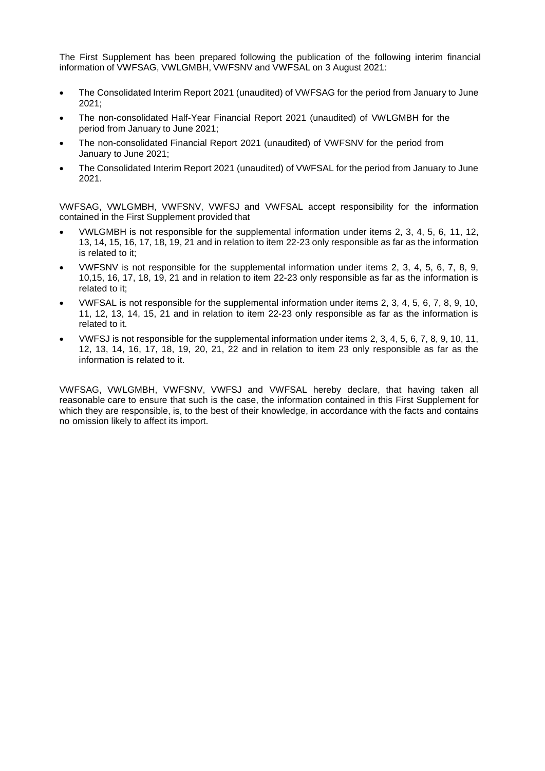The First Supplement has been prepared following the publication of the following interim financial information of VWFSAG, VWLGMBH, VWFSNV and VWFSAL on 3 August 2021:

- The Consolidated Interim Report 2021 (unaudited) of VWFSAG for the period from January to June 2021;
- The non-consolidated Half-Year Financial Report 2021 (unaudited) of VWLGMBH for the period from January to June 2021;
- The non-consolidated Financial Report 2021 (unaudited) of VWFSNV for the period from January to June 2021;
- The Consolidated Interim Report 2021 (unaudited) of VWFSAL for the period from January to June 2021.

VWFSAG, VWLGMBH, VWFSNV, VWFSJ and VWFSAL accept responsibility for the information contained in the First Supplement provided that

- VWLGMBH is not responsible for the supplemental information under items 2, 3, 4, 5, 6, 11, 12, 13, 14, 15, 16, 17, 18, 19, 21 and in relation to item 22-23 only responsible as far as the information is related to it;
- VWFSNV is not responsible for the supplemental information under items 2, 3, 4, 5, 6, 7, 8, 9, 10,15, 16, 17, 18, 19, 21 and in relation to item 22-23 only responsible as far as the information is related to it;
- VWFSAL is not responsible for the supplemental information under items 2, 3, 4, 5, 6, 7, 8, 9, 10, 11, 12, 13, 14, 15, 21 and in relation to item 22-23 only responsible as far as the information is related to it.
- VWFSJ is not responsible for the supplemental information under items 2, 3, 4, 5, 6, 7, 8, 9, 10, 11, 12, 13, 14, 16, 17, 18, 19, 20, 21, 22 and in relation to item 23 only responsible as far as the information is related to it.

VWFSAG, VWLGMBH, VWFSNV, VWFSJ and VWFSAL hereby declare, that having taken all reasonable care to ensure that such is the case, the information contained in this First Supplement for which they are responsible, is, to the best of their knowledge, in accordance with the facts and contains no omission likely to affect its import.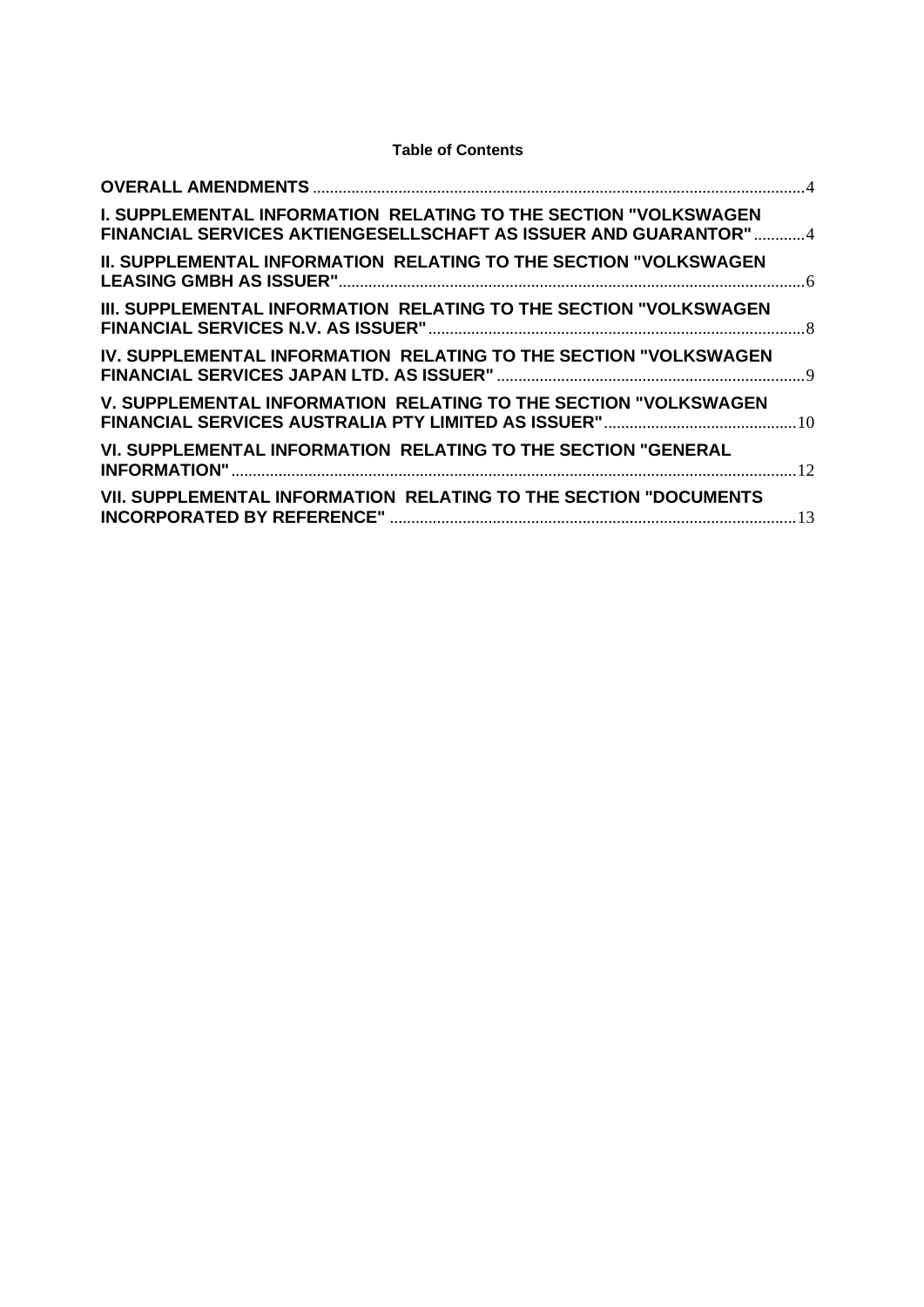**Table of Contents**

**OVERALL AMENDMENTS** .......... 4

**I. SUPPLEMENTAL INFORMATION RELATING TO THE SECTION "VOLKSWAGEN FINANCIAL SERVICES AKTIENGESELLSCHAFT AS ISSUER AND GUARANTOR"** .......... 4

**II. SUPPLEMENTAL INFORMATION RELATING TO THE SECTION "VOLKSWAGEN LEASING GMBH AS ISSUER"** .......... 6

**III. SUPPLEMENTAL INFORMATION RELATING TO THE SECTION "VOLKSWAGEN FINANCIAL SERVICES N.V. AS ISSUER"** .......... 8

**IV. SUPPLEMENTAL INFORMATION RELATING TO THE SECTION "VOLKSWAGEN FINANCIAL SERVICES JAPAN LTD. AS ISSUER"** .......... 9

**V. SUPPLEMENTAL INFORMATION RELATING TO THE SECTION "VOLKSWAGEN FINANCIAL SERVICES AUSTRALIA PTY LIMITED AS ISSUER"** .......... 10

**VI. SUPPLEMENTAL INFORMATION RELATING TO THE SECTION "GENERAL INFORMATION"** .......... 12

**VII. SUPPLEMENTAL INFORMATION RELATING TO THE SECTION "DOCUMENTS INCORPORATED BY REFERENCE"** .......... 13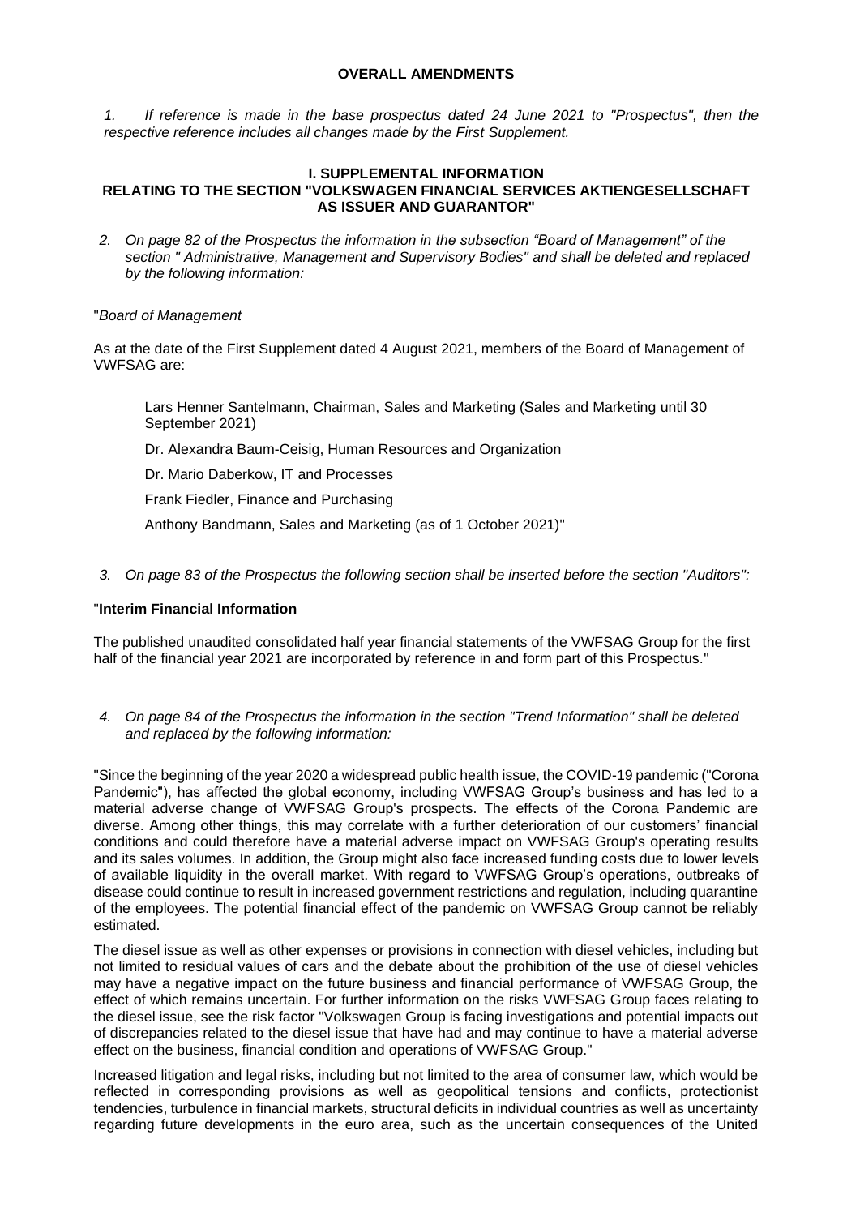**OVERALL AMENDMENTS**

*1. If reference is made in the base prospectus dated 24 June 2021 to "Prospectus", then the respective reference includes all changes made by the First Supplement.*

## I. SUPPLEMENTAL INFORMATION RELATING TO THE SECTION "VOLKSWAGEN FINANCIAL SERVICES AKTIENGESELLSCHAFT AS ISSUER AND GUARANTOR"

*2. On page 82 of the Prospectus the information in the subsection "Board of Management" of the section " Administrative, Management and Supervisory Bodies" and shall be deleted and replaced by the following information:*

"*Board of Management*

As at the date of the First Supplement dated 4 August 2021, members of the Board of Management of VWFSAG are:

Lars Henner Santelmann, Chairman, Sales and Marketing (Sales and Marketing until 30 September 2021)

Dr. Alexandra Baum-Ceisig, Human Resources and Organization

Dr. Mario Daberkow, IT and Processes

Frank Fiedler, Finance and Purchasing

Anthony Bandmann, Sales and Marketing (as of 1 October 2021)"

*3. On page 83 of the Prospectus the following section shall be inserted before the section "Auditors":*

"**Interim Financial Information**

The published unaudited consolidated half year financial statements of the VWFSAG Group for the first half of the financial year 2021 are incorporated by reference in and form part of this Prospectus."

*4. On page 84 of the Prospectus the information in the section "Trend Information" shall be deleted and replaced by the following information:*

"Since the beginning of the year 2020 a widespread public health issue, the COVID-19 pandemic ("Corona Pandemic"), has affected the global economy, including VWFSAG Group's business and has led to a material adverse change of VWFSAG Group's prospects. The effects of the Corona Pandemic are diverse. Among other things, this may correlate with a further deterioration of our customers' financial conditions and could therefore have a material adverse impact on VWFSAG Group's operating results and its sales volumes. In addition, the Group might also face increased funding costs due to lower levels of available liquidity in the overall market. With regard to VWFSAG Group's operations, outbreaks of disease could continue to result in increased government restrictions and regulation, including quarantine of the employees. The potential financial effect of the pandemic on VWFSAG Group cannot be reliably estimated.

The diesel issue as well as other expenses or provisions in connection with diesel vehicles, including but not limited to residual values of cars and the debate about the prohibition of the use of diesel vehicles may have a negative impact on the future business and financial performance of VWFSAG Group, the effect of which remains uncertain. For further information on the risks VWFSAG Group faces relating to the diesel issue, see the risk factor "Volkswagen Group is facing investigations and potential impacts out of discrepancies related to the diesel issue that have had and may continue to have a material adverse effect on the business, financial condition and operations of VWFSAG Group."

Increased litigation and legal risks, including but not limited to the area of consumer law, which would be reflected in corresponding provisions as well as geopolitical tensions and conflicts, protectionist tendencies, turbulence in financial markets, structural deficits in individual countries as well as uncertainty regarding future developments in the euro area, such as the uncertain consequences of the United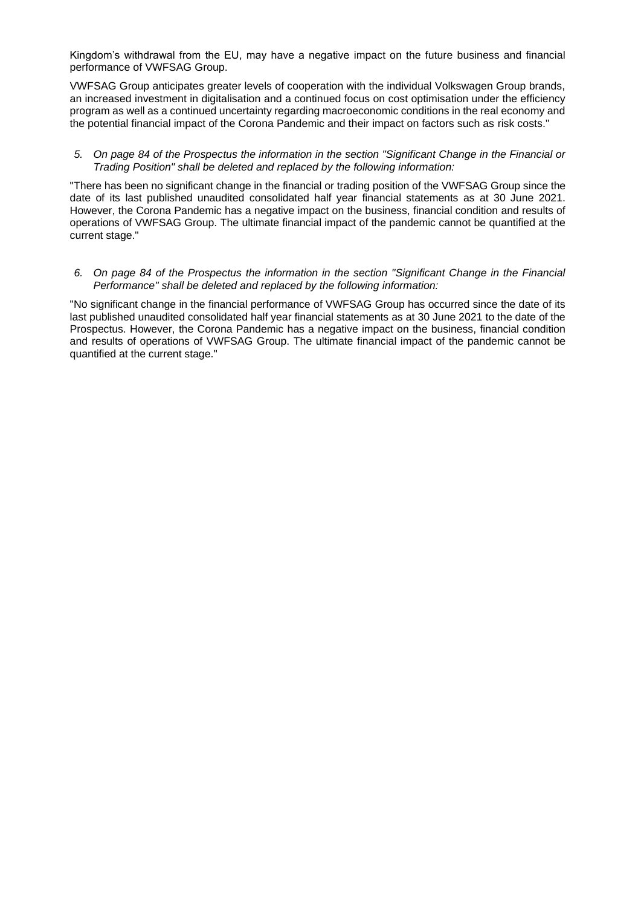Kingdom's withdrawal from the EU, may have a negative impact on the future business and financial performance of VWFSAG Group.

VWFSAG Group anticipates greater levels of cooperation with the individual Volkswagen Group brands, an increased investment in digitalisation and a continued focus on cost optimisation under the efficiency program as well as a continued uncertainty regarding macroeconomic conditions in the real economy and the potential financial impact of the Corona Pandemic and their impact on factors such as risk costs."

5. *On page 84 of the Prospectus the information in the section "Significant Change in the Financial or Trading Position" shall be deleted and replaced by the following information:*

"There has been no significant change in the financial or trading position of the VWFSAG Group since the date of its last published unaudited consolidated half year financial statements as at 30 June 2021. However, the Corona Pandemic has a negative impact on the business, financial condition and results of operations of VWFSAG Group. The ultimate financial impact of the pandemic cannot be quantified at the current stage."

6. *On page 84 of the Prospectus the information in the section "Significant Change in the Financial Performance" shall be deleted and replaced by the following information:*

"No significant change in the financial performance of VWFSAG Group has occurred since the date of its last published unaudited consolidated half year financial statements as at 30 June 2021 to the date of the Prospectus. However, the Corona Pandemic has a negative impact on the business, financial condition and results of operations of VWFSAG Group. The ultimate financial impact of the pandemic cannot be quantified at the current stage."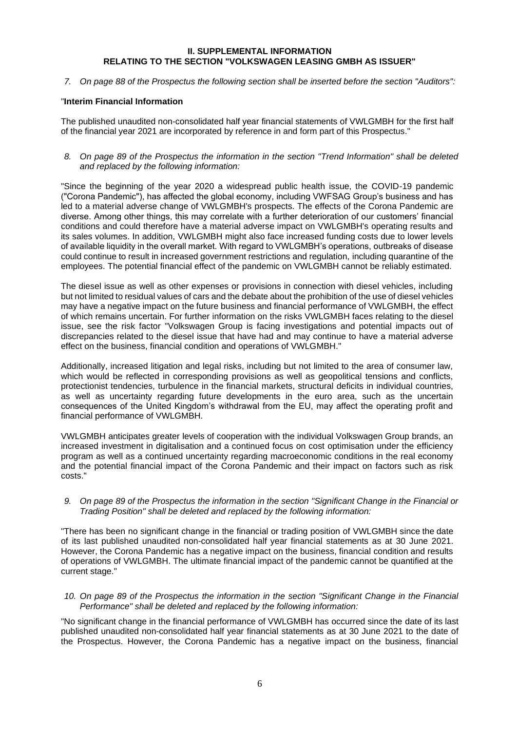## II. SUPPLEMENTAL INFORMATION RELATING TO THE SECTION "VOLKSWAGEN LEASING GMBH AS ISSUER"

7. *On page 88 of the Prospectus the following section shall be inserted before the section "Auditors":*

"**Interim Financial Information**

The published unaudited non-consolidated half year financial statements of VWLGMBH for the first half of the financial year 2021 are incorporated by reference in and form part of this Prospectus."

8. *On page 89 of the Prospectus the information in the section "Trend Information" shall be deleted and replaced by the following information:*

"Since the beginning of the year 2020 a widespread public health issue, the COVID-19 pandemic ("Corona Pandemic"), has affected the global economy, including VWFSAG Group's business and has led to a material adverse change of VWLGMBH's prospects. The effects of the Corona Pandemic are diverse. Among other things, this may correlate with a further deterioration of our customers' financial conditions and could therefore have a material adverse impact on VWLGMBH's operating results and its sales volumes. In addition, VWLGMBH might also face increased funding costs due to lower levels of available liquidity in the overall market. With regard to VWLGMBH's operations, outbreaks of disease could continue to result in increased government restrictions and regulation, including quarantine of the employees. The potential financial effect of the pandemic on VWLGMBH cannot be reliably estimated.

The diesel issue as well as other expenses or provisions in connection with diesel vehicles, including but not limited to residual values of cars and the debate about the prohibition of the use of diesel vehicles may have a negative impact on the future business and financial performance of VWLGMBH, the effect of which remains uncertain. For further information on the risks VWLGMBH faces relating to the diesel issue, see the risk factor "Volkswagen Group is facing investigations and potential impacts out of discrepancies related to the diesel issue that have had and may continue to have a material adverse effect on the business, financial condition and operations of VWLGMBH."

Additionally, increased litigation and legal risks, including but not limited to the area of consumer law, which would be reflected in corresponding provisions as well as geopolitical tensions and conflicts, protectionist tendencies, turbulence in the financial markets, structural deficits in individual countries, as well as uncertainty regarding future developments in the euro area, such as the uncertain consequences of the United Kingdom's withdrawal from the EU, may affect the operating profit and financial performance of VWLGMBH.

VWLGMBH anticipates greater levels of cooperation with the individual Volkswagen Group brands, an increased investment in digitalisation and a continued focus on cost optimisation under the efficiency program as well as a continued uncertainty regarding macroeconomic conditions in the real economy and the potential financial impact of the Corona Pandemic and their impact on factors such as risk costs."

9. *On page 89 of the Prospectus the information in the section "Significant Change in the Financial or Trading Position" shall be deleted and replaced by the following information:*

"There has been no significant change in the financial or trading position of VWLGMBH since the date of its last published unaudited non-consolidated half year financial statements as at 30 June 2021. However, the Corona Pandemic has a negative impact on the business, financial condition and results of operations of VWLGMBH. The ultimate financial impact of the pandemic cannot be quantified at the current stage."

10. *On page 89 of the Prospectus the information in the section "Significant Change in the Financial Performance" shall be deleted and replaced by the following information:*

"No significant change in the financial performance of VWLGMBH has occurred since the date of its last published unaudited non-consolidated half year financial statements as at 30 June 2021 to the date of the Prospectus. However, the Corona Pandemic has a negative impact on the business, financial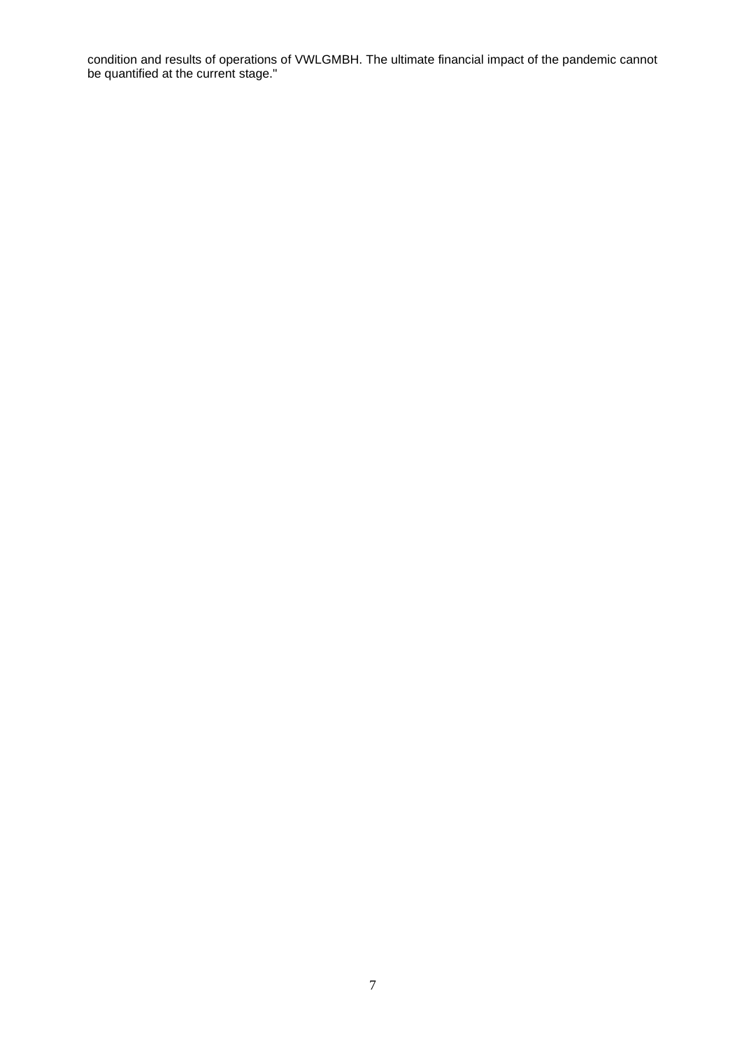condition and results of operations of VWLGMBH. The ultimate financial impact of the pandemic cannot be quantified at the current stage."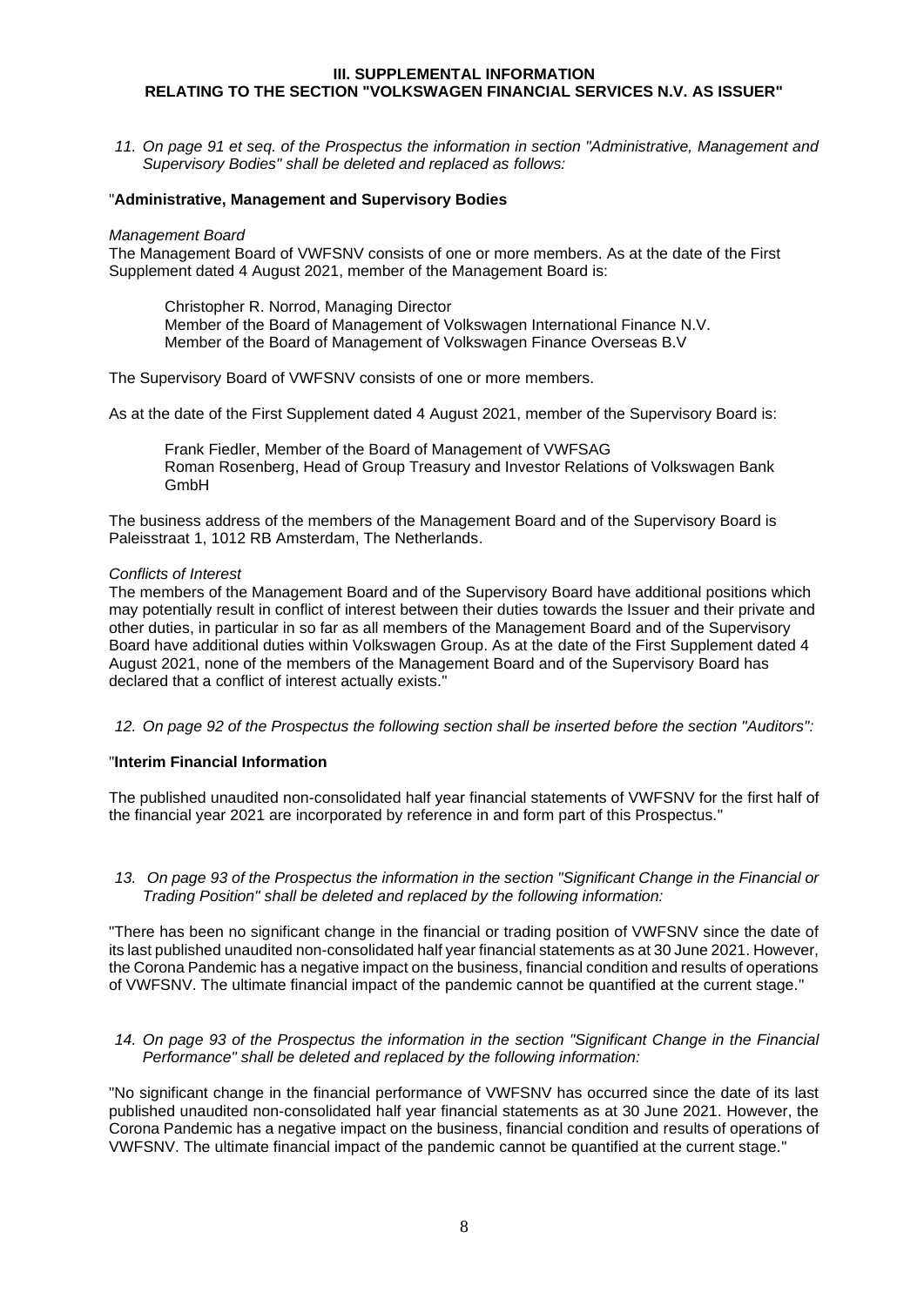**III. SUPPLEMENTAL INFORMATION**
**RELATING TO THE SECTION "VOLKSWAGEN FINANCIAL SERVICES N.V. AS ISSUER"**

*11. On page 91 et seq. of the Prospectus the information in section "Administrative, Management and Supervisory Bodies" shall be deleted and replaced as follows:*

"**Administrative, Management and Supervisory Bodies**

*Management Board*

The Management Board of VWFSNV consists of one or more members. As at the date of the First Supplement dated 4 August 2021, member of the Management Board is:

Christopher R. Norrod, Managing Director
Member of the Board of Management of Volkswagen International Finance N.V.
Member of the Board of Management of Volkswagen Finance Overseas B.V

The Supervisory Board of VWFSNV consists of one or more members.

As at the date of the First Supplement dated 4 August 2021, member of the Supervisory Board is:

Frank Fiedler, Member of the Board of Management of VWFSAG
Roman Rosenberg, Head of Group Treasury and Investor Relations of Volkswagen Bank GmbH

The business address of the members of the Management Board and of the Supervisory Board is Paleisstraat 1, 1012 RB Amsterdam, The Netherlands.

*Conflicts of Interest*

The members of the Management Board and of the Supervisory Board have additional positions which may potentially result in conflict of interest between their duties towards the Issuer and their private and other duties, in particular in so far as all members of the Management Board and of the Supervisory Board have additional duties within Volkswagen Group. As at the date of the First Supplement dated 4 August 2021, none of the members of the Management Board and of the Supervisory Board has declared that a conflict of interest actually exists."

*12. On page 92 of the Prospectus the following section shall be inserted before the section "Auditors":*

"**Interim Financial Information**

The published unaudited non-consolidated half year financial statements of VWFSNV for the first half of the financial year 2021 are incorporated by reference in and form part of this Prospectus."

*13. On page 93 of the Prospectus the information in the section "Significant Change in the Financial or Trading Position" shall be deleted and replaced by the following information:*

"There has been no significant change in the financial or trading position of VWFSNV since the date of its last published unaudited non-consolidated half year financial statements as at 30 June 2021. However, the Corona Pandemic has a negative impact on the business, financial condition and results of operations of VWFSNV. The ultimate financial impact of the pandemic cannot be quantified at the current stage."

*14. On page 93 of the Prospectus the information in the section "Significant Change in the Financial Performance" shall be deleted and replaced by the following information:*

"No significant change in the financial performance of VWFSNV has occurred since the date of its last published unaudited non-consolidated half year financial statements as at 30 June 2021. However, the Corona Pandemic has a negative impact on the business, financial condition and results of operations of VWFSNV. The ultimate financial impact of the pandemic cannot be quantified at the current stage."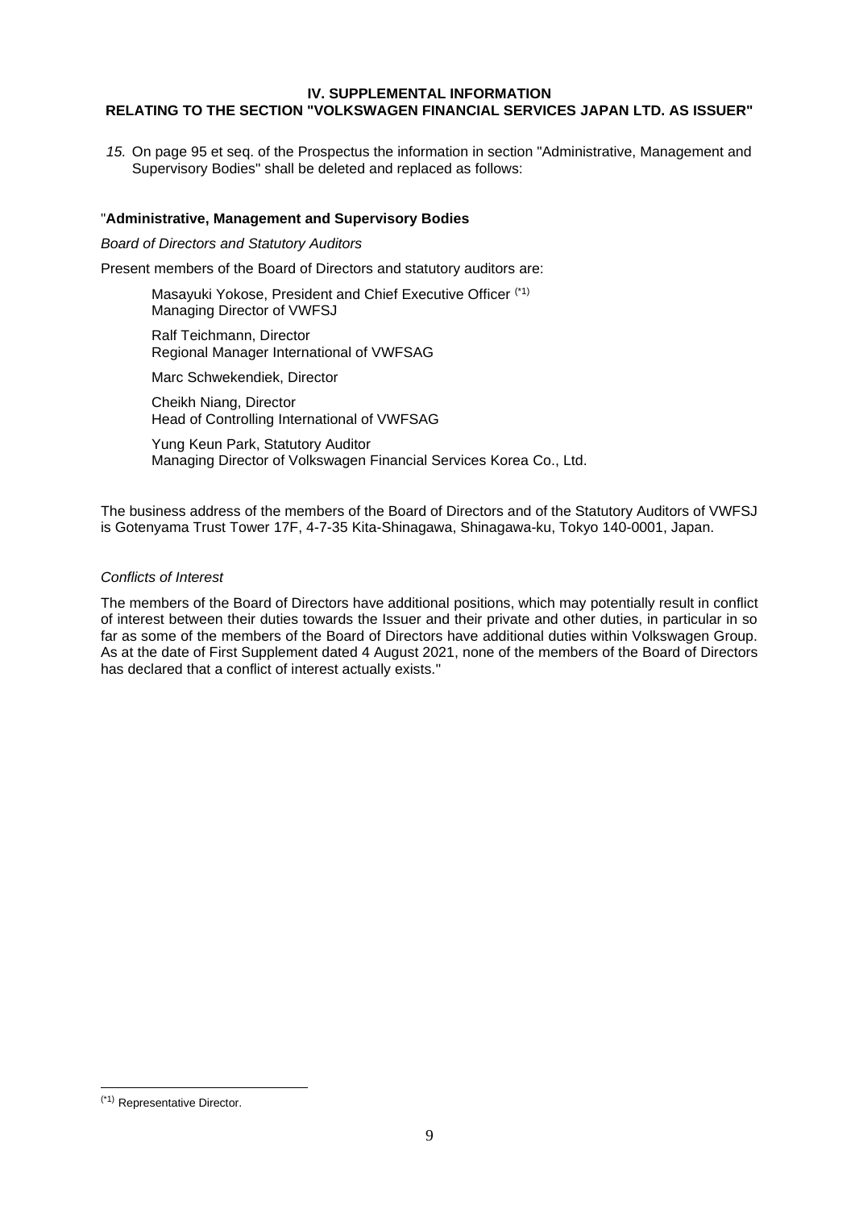## IV. SUPPLEMENTAL INFORMATION
## RELATING TO THE SECTION "VOLKSWAGEN FINANCIAL SERVICES JAPAN LTD. AS ISSUER"

*15.* On page 95 et seq. of the Prospectus the information in section "Administrative, Management and Supervisory Bodies" shall be deleted and replaced as follows:

"**Administrative, Management and Supervisory Bodies**

*Board of Directors and Statutory Auditors*

Present members of the Board of Directors and statutory auditors are:

> Masayuki Yokose, President and Chief Executive Officer [(*1)]
> Managing Director of VWFSJ
>
> Ralf Teichmann, Director
> Regional Manager International of VWFSAG
>
> Marc Schwekendiek, Director
>
> Cheikh Niang, Director
> Head of Controlling International of VWFSAG
>
> Yung Keun Park, Statutory Auditor
> Managing Director of Volkswagen Financial Services Korea Co., Ltd.

The business address of the members of the Board of Directors and of the Statutory Auditors of VWFSJ is Gotenyama Trust Tower 17F, 4-7-35 Kita-Shinagawa, Shinagawa-ku, Tokyo 140-0001, Japan.

*Conflicts of Interest*

The members of the Board of Directors have additional positions, which may potentially result in conflict of interest between their duties towards the Issuer and their private and other duties, in particular in so far as some of the members of the Board of Directors have additional duties within Volkswagen Group. As at the date of First Supplement dated 4 August 2021, none of the members of the Board of Directors has declared that a conflict of interest actually exists."

---

[(*1)] Representative Director.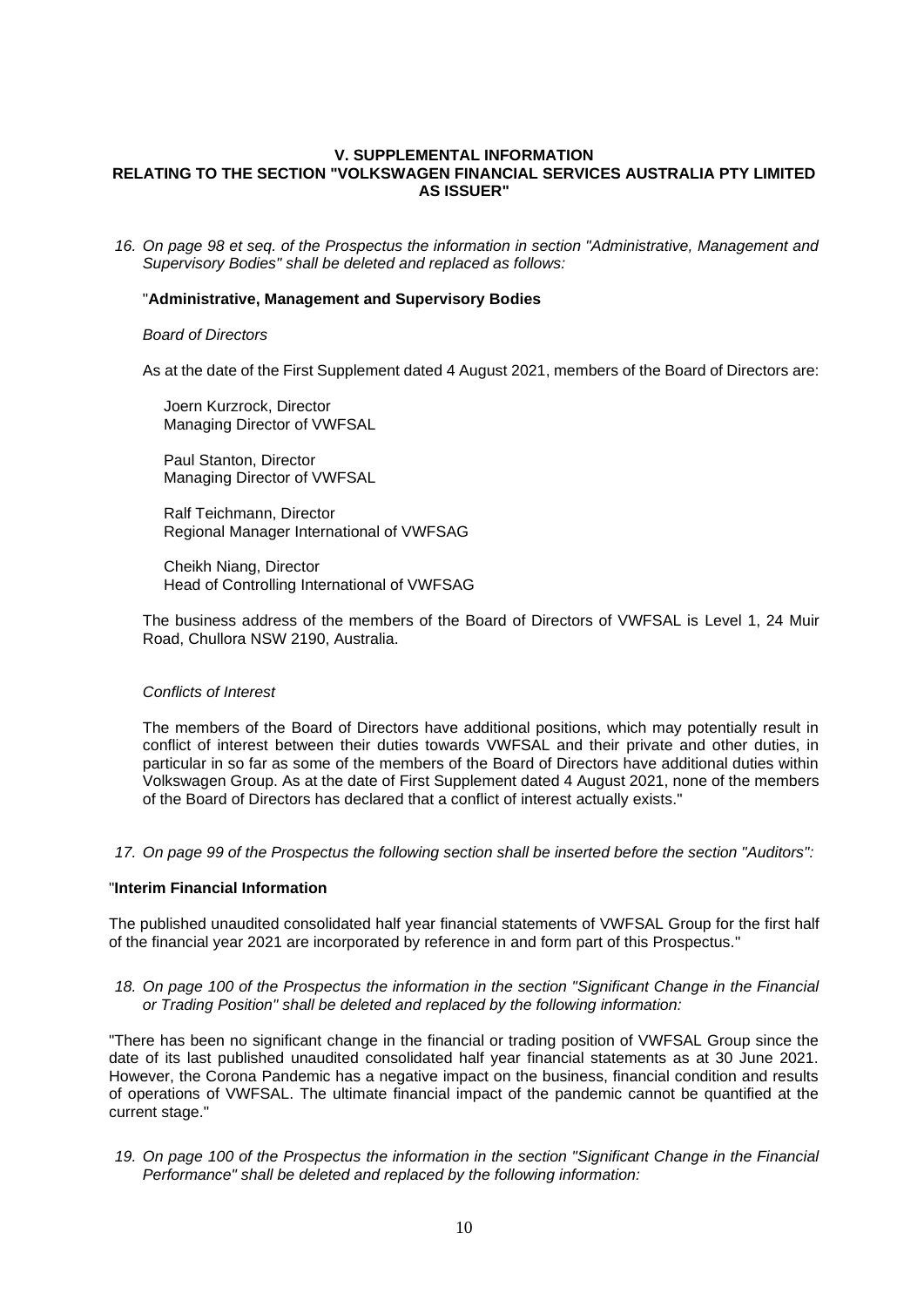## V. SUPPLEMENTAL INFORMATION RELATING TO THE SECTION "VOLKSWAGEN FINANCIAL SERVICES AUSTRALIA PTY LIMITED AS ISSUER"

16. *On page 98 et seq. of the Prospectus the information in section "Administrative, Management and Supervisory Bodies" shall be deleted and replaced as follows:*

"**Administrative, Management and Supervisory Bodies**

*Board of Directors*

As at the date of the First Supplement dated 4 August 2021, members of the Board of Directors are:

Joern Kurzrock, Director
Managing Director of VWFSAL

Paul Stanton, Director
Managing Director of VWFSAL

Ralf Teichmann, Director
Regional Manager International of VWFSAG

Cheikh Niang, Director
Head of Controlling International of VWFSAG

The business address of the members of the Board of Directors of VWFSAL is Level 1, 24 Muir Road, Chullora NSW 2190, Australia.

*Conflicts of Interest*

The members of the Board of Directors have additional positions, which may potentially result in conflict of interest between their duties towards VWFSAL and their private and other duties, in particular in so far as some of the members of the Board of Directors have additional duties within Volkswagen Group. As at the date of First Supplement dated 4 August 2021, none of the members of the Board of Directors has declared that a conflict of interest actually exists."

17. *On page 99 of the Prospectus the following section shall be inserted before the section "Auditors":*

"**Interim Financial Information**

The published unaudited consolidated half year financial statements of VWFSAL Group for the first half of the financial year 2021 are incorporated by reference in and form part of this Prospectus."

18. *On page 100 of the Prospectus the information in the section "Significant Change in the Financial or Trading Position" shall be deleted and replaced by the following information:*

"There has been no significant change in the financial or trading position of VWFSAL Group since the date of its last published unaudited consolidated half year financial statements as at 30 June 2021. However, the Corona Pandemic has a negative impact on the business, financial condition and results of operations of VWFSAL. The ultimate financial impact of the pandemic cannot be quantified at the current stage."

19. *On page 100 of the Prospectus the information in the section "Significant Change in the Financial Performance" shall be deleted and replaced by the following information:*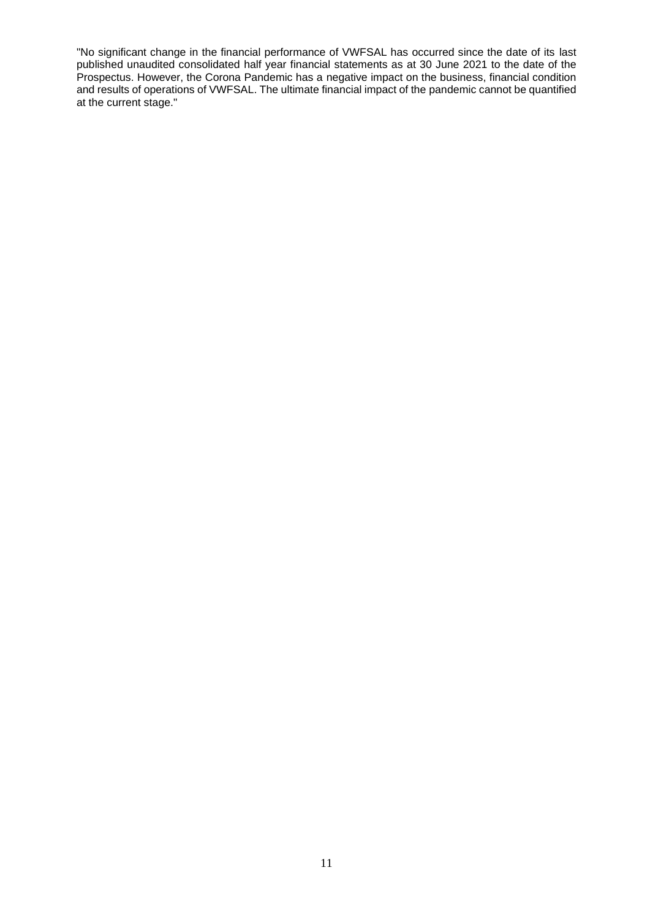"No significant change in the financial performance of VWFSAL has occurred since the date of its last published unaudited consolidated half year financial statements as at 30 June 2021 to the date of the Prospectus. However, the Corona Pandemic has a negative impact on the business, financial condition and results of operations of VWFSAL. The ultimate financial impact of the pandemic cannot be quantified at the current stage."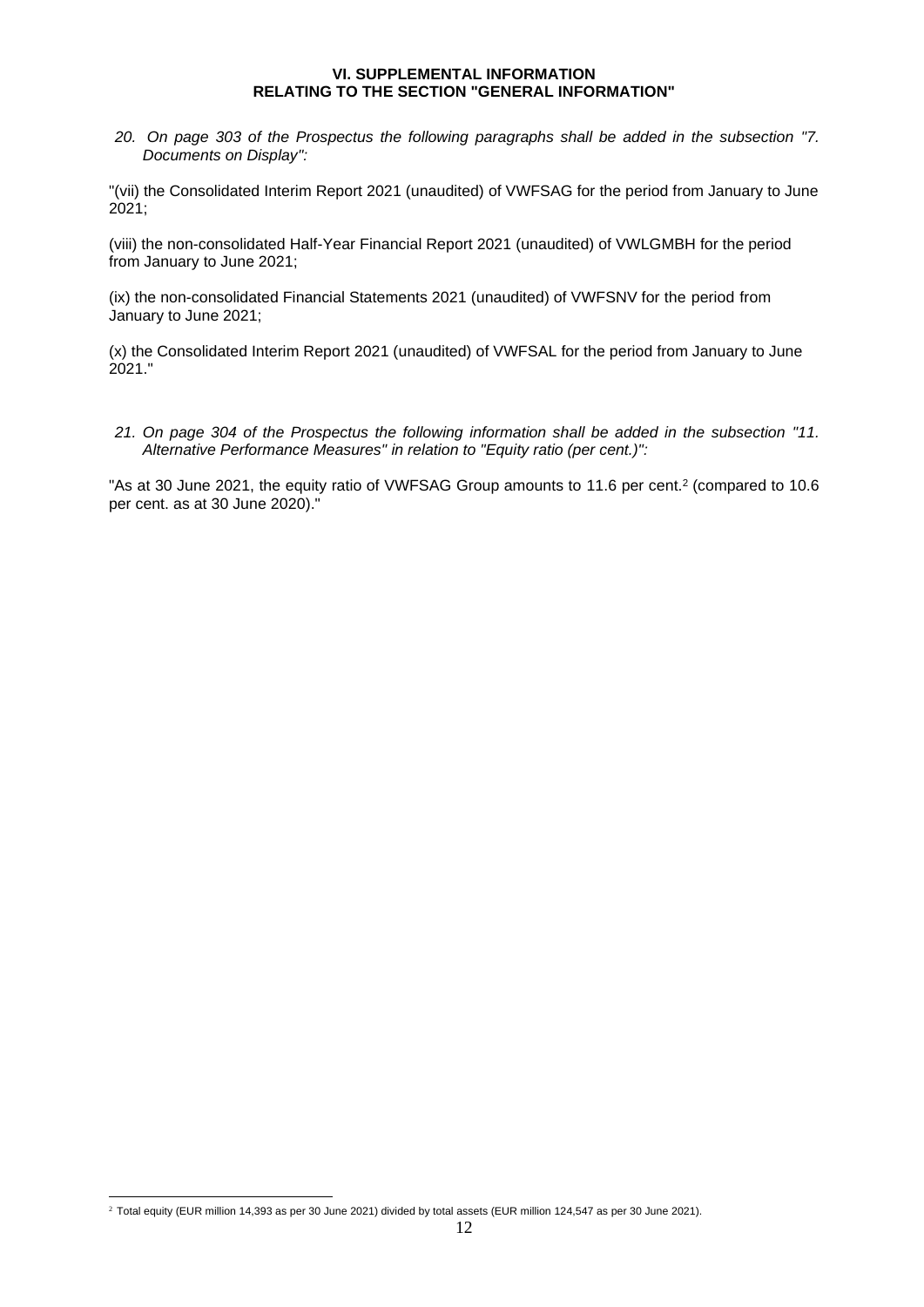## VI. SUPPLEMENTAL INFORMATION
## RELATING TO THE SECTION "GENERAL INFORMATION"

*20. On page 303 of the Prospectus the following paragraphs shall be added in the subsection "7. Documents on Display":*

"(vii) the Consolidated Interim Report 2021 (unaudited) of VWFSAG for the period from January to June 2021;

(viii) the non-consolidated Half-Year Financial Report 2021 (unaudited) of VWLGMBH for the period from January to June 2021;

(ix) the non-consolidated Financial Statements 2021 (unaudited) of VWFSNV for the period from January to June 2021;

(x) the Consolidated Interim Report 2021 (unaudited) of VWFSAL for the period from January to June 2021."

*21. On page 304 of the Prospectus the following information shall be added in the subsection "11. Alternative Performance Measures" in relation to "Equity ratio (per cent.)":*

"As at 30 June 2021, the equity ratio of VWFSAG Group amounts to 11.6 per cent.[2] (compared to 10.6 per cent. as at 30 June 2020)."

---

[2] Total equity (EUR million 14,393 as per 30 June 2021) divided by total assets (EUR million 124,547 as per 30 June 2021).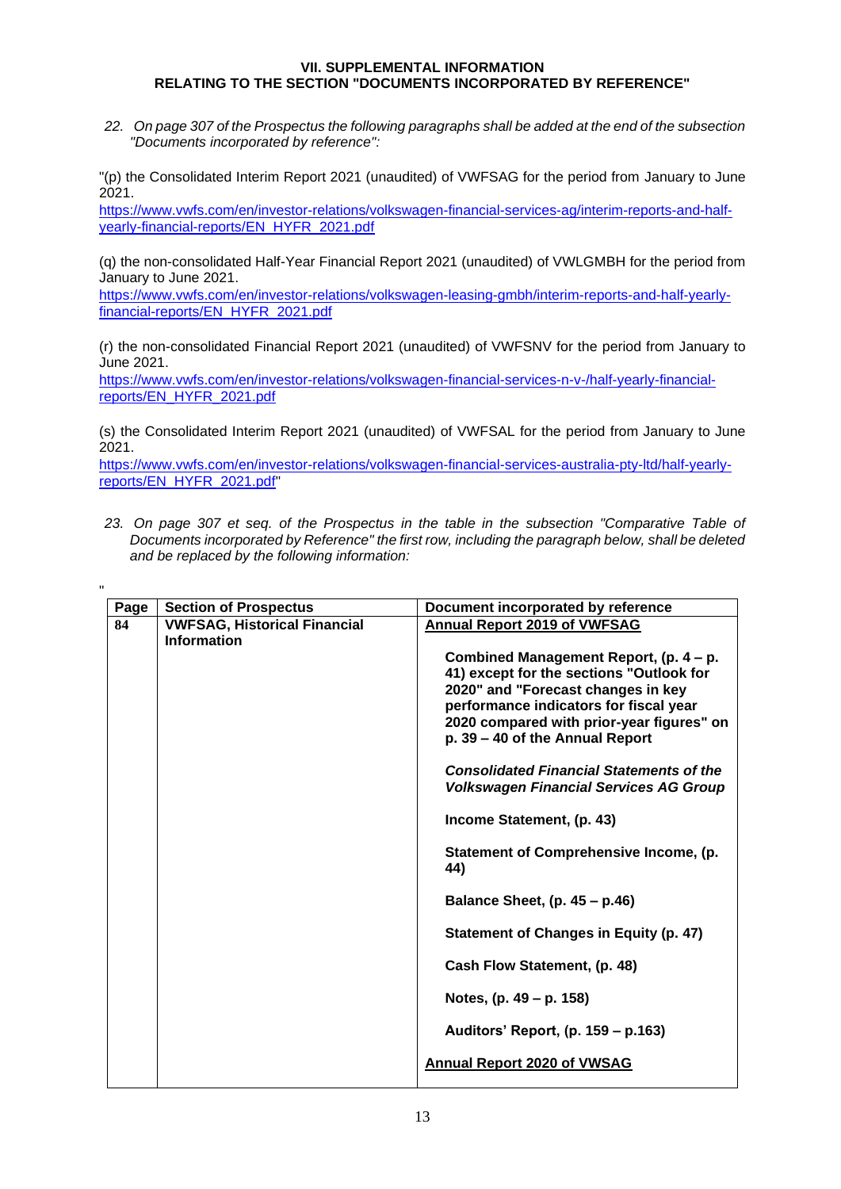## VII. SUPPLEMENTAL INFORMATION RELATING TO THE SECTION "DOCUMENTS INCORPORATED BY REFERENCE"

*22. On page 307 of the Prospectus the following paragraphs shall be added at the end of the subsection "Documents incorporated by reference":*

"(p) the Consolidated Interim Report 2021 (unaudited) of VWFSAG for the period from January to June 2021.
https://www.vwfs.com/en/investor-relations/volkswagen-financial-services-ag/interim-reports-and-half-yearly-financial-reports/EN_HYFR_2021.pdf

(q) the non-consolidated Half-Year Financial Report 2021 (unaudited) of VWLGMBH for the period from January to June 2021.
https://www.vwfs.com/en/investor-relations/volkswagen-leasing-gmbh/interim-reports-and-half-yearly-financial-reports/EN_HYFR_2021.pdf

(r) the non-consolidated Financial Report 2021 (unaudited) of VWFSNV for the period from January to June 2021.
https://www.vwfs.com/en/investor-relations/volkswagen-financial-services-n-v-/half-yearly-financial-reports/EN_HYFR_2021.pdf

(s) the Consolidated Interim Report 2021 (unaudited) of VWFSAL for the period from January to June 2021.
https://www.vwfs.com/en/investor-relations/volkswagen-financial-services-australia-pty-ltd/half-yearly-reports/EN_HYFR_2021.pdf"

*23. On page 307 et seq. of the Prospectus in the table in the subsection "Comparative Table of Documents incorporated by Reference" the first row, including the paragraph below, shall be deleted and be replaced by the following information:*

"

| Page | Section of Prospectus | Document incorporated by reference |
|---|---|---|
| **84** | **VWFSAG, Historical Financial Information** | **Annual Report 2019 of VWFSAG** |
| | | **Combined Management Report, (p. 4 – p. 41) except for the sections "Outlook for 2020" and "Forecast changes in key performance indicators for fiscal year 2020 compared with prior-year figures" on p. 39 – 40 of the Annual Report** |
| | | ***Consolidated Financial Statements of the Volkswagen Financial Services AG Group*** |
| | | **Income Statement, (p. 43)** |
| | | **Statement of Comprehensive Income, (p. 44)** |
| | | **Balance Sheet, (p. 45 – p.46)** |
| | | **Statement of Changes in Equity (p. 47)** |
| | | **Cash Flow Statement, (p. 48)** |
| | | **Notes, (p. 49 – p. 158)** |
| | | **Auditors' Report, (p. 159 – p.163)** |
| | | **Annual Report 2020 of VWSAG** |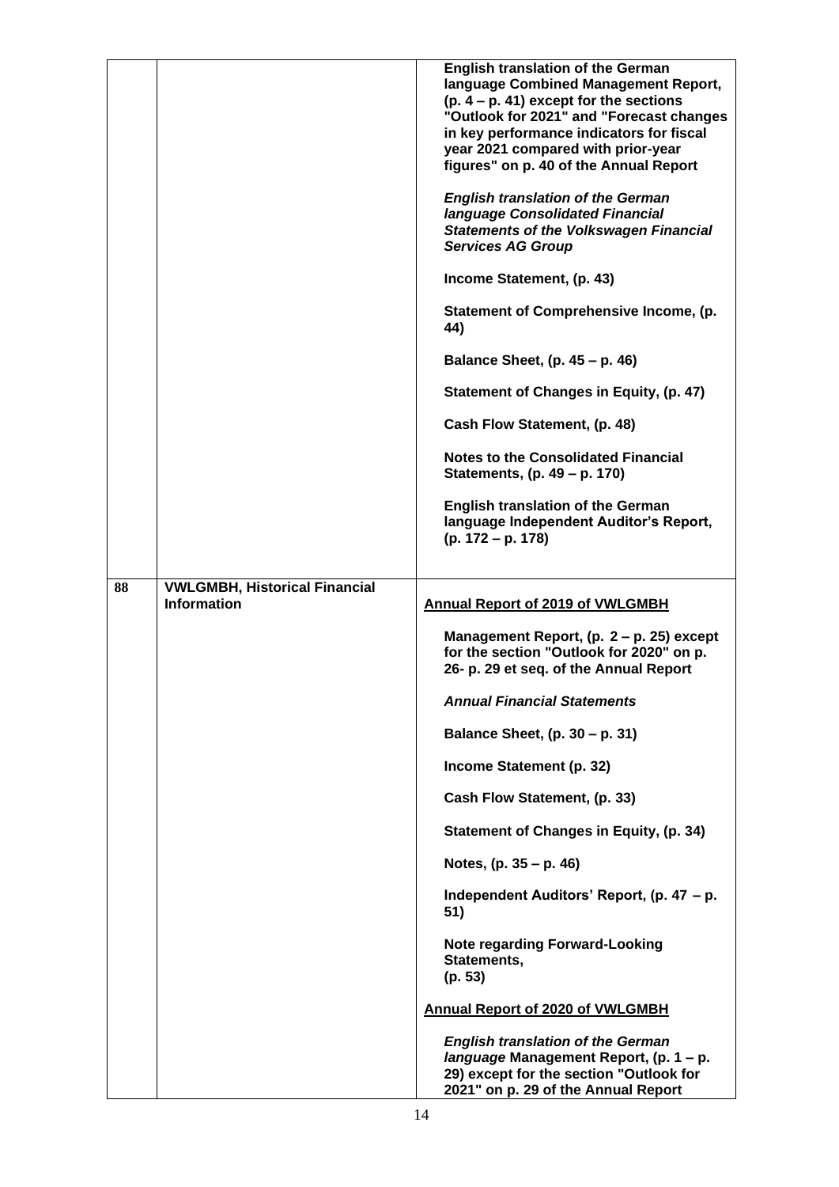| | | |
|---|---|---|
| | | **English translation of the German language Combined Management Report, (p. 4 – p. 41) except for the sections "Outlook for 2021" and "Forecast changes in key performance indicators for fiscal year 2021 compared with prior-year figures" on p. 40 of the Annual Report**<br><br>***English translation of the German language Consolidated Financial Statements of the Volkswagen Financial Services AG Group***<br><br>**Income Statement, (p. 43)**<br><br>**Statement of Comprehensive Income, (p. 44)**<br><br>**Balance Sheet, (p. 45 – p. 46)**<br><br>**Statement of Changes in Equity, (p. 47)**<br><br>**Cash Flow Statement, (p. 48)**<br><br>**Notes to the Consolidated Financial Statements, (p. 49 – p. 170)**<br><br>**English translation of the German language Independent Auditor's Report, (p. 172 – p. 178)** |
| **88** | **VWLGMBH, Historical Financial Information** | **<u>Annual Report of 2019 of VWLGMBH</u>**<br><br>**Management Report, (p. 2 – p. 25) except for the section "Outlook for 2020" on p. 26- p. 29 et seq. of the Annual Report**<br><br>***Annual Financial Statements***<br><br>**Balance Sheet, (p. 30 – p. 31)**<br><br>**Income Statement (p. 32)**<br><br>**Cash Flow Statement, (p. 33)**<br><br>**Statement of Changes in Equity, (p. 34)**<br><br>**Notes, (p. 35 – p. 46)**<br><br>**Independent Auditors' Report, (p. 47 – p. 51)**<br><br>**Note regarding Forward-Looking Statements, (p. 53)**<br><br>**<u>Annual Report of 2020 of VWLGMBH</u>**<br><br>***English translation of the German language*** **Management Report, (p. 1 – p. 29) except for the section "Outlook for 2021" on p. 29 of the Annual Report** |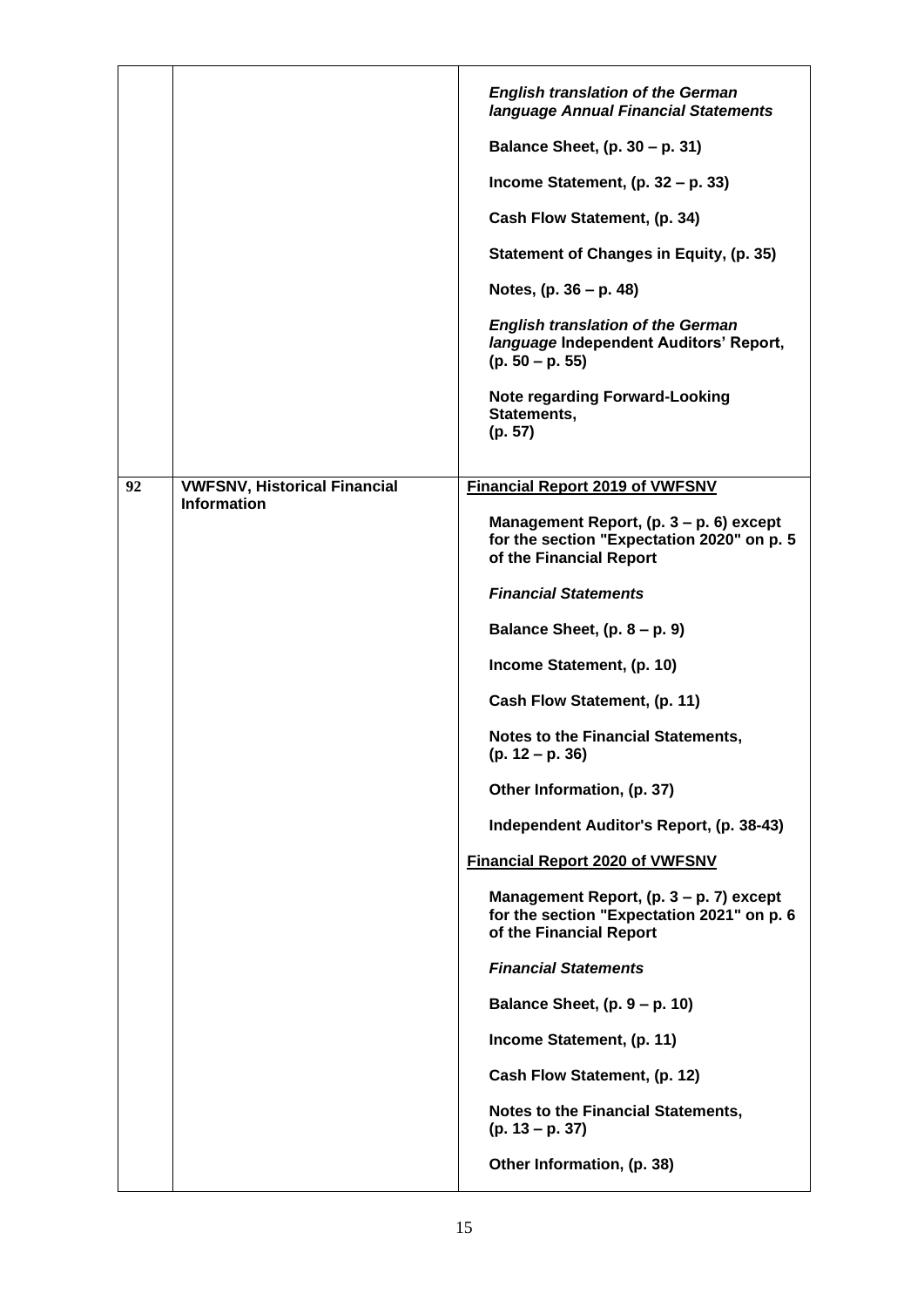| | | |
|---|---|---|
| | | ***English translation of the German language Annual Financial Statements***<br><br>**Balance Sheet, (p. 30 – p. 31)**<br><br>**Income Statement, (p. 32 – p. 33)**<br><br>**Cash Flow Statement, (p. 34)**<br><br>**Statement of Changes in Equity, (p. 35)**<br><br>**Notes, (p. 36 – p. 48)**<br><br>***English translation of the German language* Independent Auditors' Report, (p. 50 – p. 55)**<br><br>**Note regarding Forward-Looking Statements, (p. 57)** |
| 92 | **VWFSNV, Historical Financial Information** | **Financial Report 2019 of VWFSNV**<br><br>**Management Report, (p. 3 – p. 6) except for the section "Expectation 2020" on p. 5 of the Financial Report**<br><br>***Financial Statements***<br><br>**Balance Sheet, (p. 8 – p. 9)**<br><br>**Income Statement, (p. 10)**<br><br>**Cash Flow Statement, (p. 11)**<br><br>**Notes to the Financial Statements, (p. 12 – p. 36)**<br><br>**Other Information, (p. 37)**<br><br>**Independent Auditor's Report, (p. 38-43)**<br><br>**Financial Report 2020 of VWFSNV**<br><br>**Management Report, (p. 3 – p. 7) except for the section "Expectation 2021" on p. 6 of the Financial Report**<br><br>***Financial Statements***<br><br>**Balance Sheet, (p. 9 – p. 10)**<br><br>**Income Statement, (p. 11)**<br><br>**Cash Flow Statement, (p. 12)**<br><br>**Notes to the Financial Statements, (p. 13 – p. 37)**<br><br>**Other Information, (p. 38)** |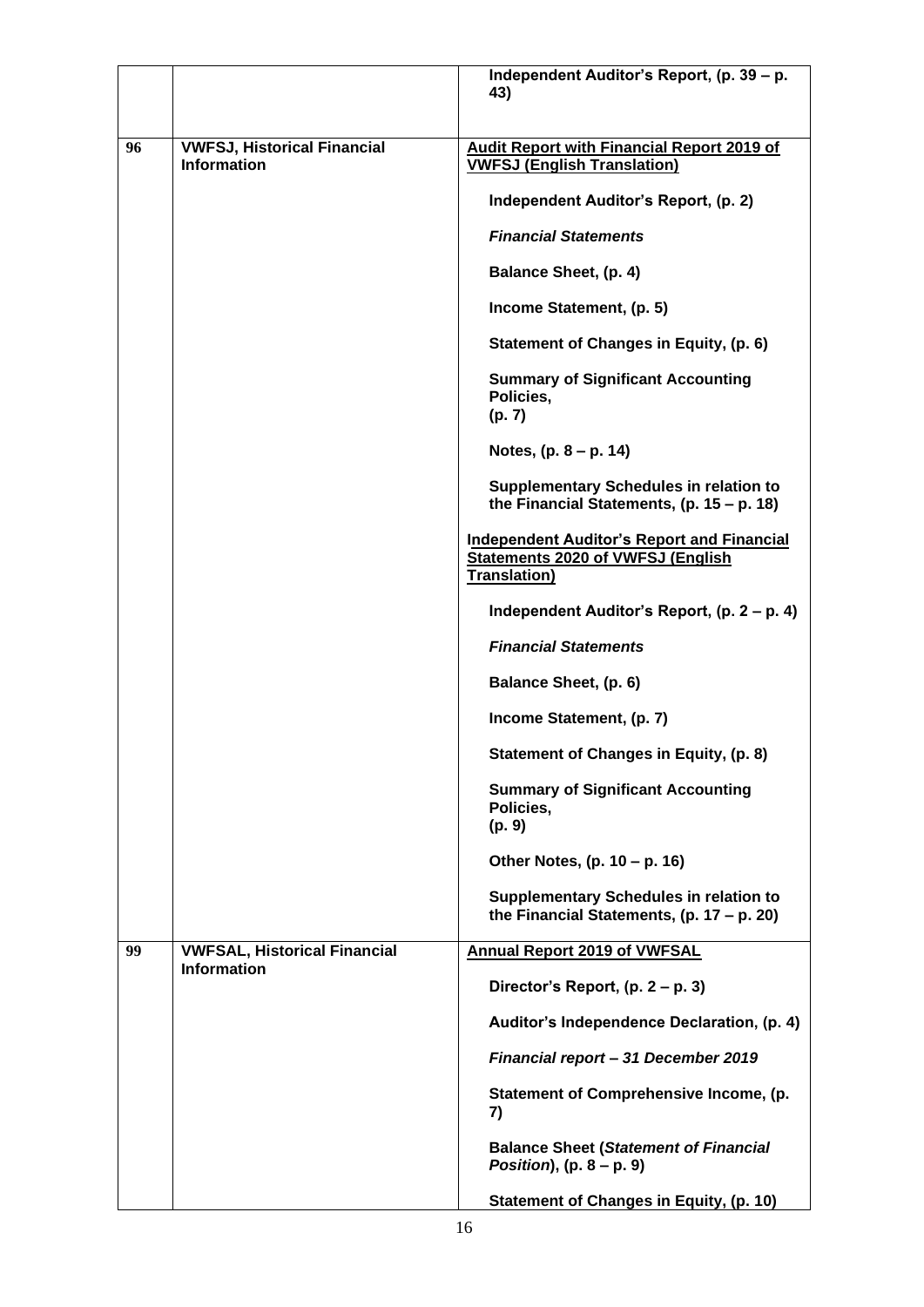| | | |
|---|---|---|
| | | **Independent Auditor's Report, (p. 39 – p. 43)** |
| **96** | **VWFSJ, Historical Financial Information** | **Audit Report with Financial Report 2019 of VWFSJ (English Translation)**<br><br>**Independent Auditor's Report, (p. 2)**<br><br>***Financial Statements***<br><br>**Balance Sheet, (p. 4)**<br><br>**Income Statement, (p. 5)**<br><br>**Statement of Changes in Equity, (p. 6)**<br><br>**Summary of Significant Accounting Policies, (p. 7)**<br><br>**Notes, (p. 8 – p. 14)**<br><br>**Supplementary Schedules in relation to the Financial Statements, (p. 15 – p. 18)**<br><br>**Independent Auditor's Report and Financial Statements 2020 of VWFSJ (English Translation)**<br><br>**Independent Auditor's Report, (p. 2 – p. 4)**<br><br>***Financial Statements***<br><br>**Balance Sheet, (p. 6)**<br><br>**Income Statement, (p. 7)**<br><br>**Statement of Changes in Equity, (p. 8)**<br><br>**Summary of Significant Accounting Policies, (p. 9)**<br><br>**Other Notes, (p. 10 – p. 16)**<br><br>**Supplementary Schedules in relation to the Financial Statements, (p. 17 – p. 20)** |
| **99** | **VWFSAL, Historical Financial Information** | **Annual Report 2019 of VWFSAL**<br><br>**Director's Report, (p. 2 – p. 3)**<br><br>**Auditor's Independence Declaration, (p. 4)**<br><br>***Financial report – 31 December 2019***<br><br>**Statement of Comprehensive Income, (p. 7)**<br><br>**Balance Sheet (*Statement of Financial Position*), (p. 8 – p. 9)**<br><br>**Statement of Changes in Equity, (p. 10)** |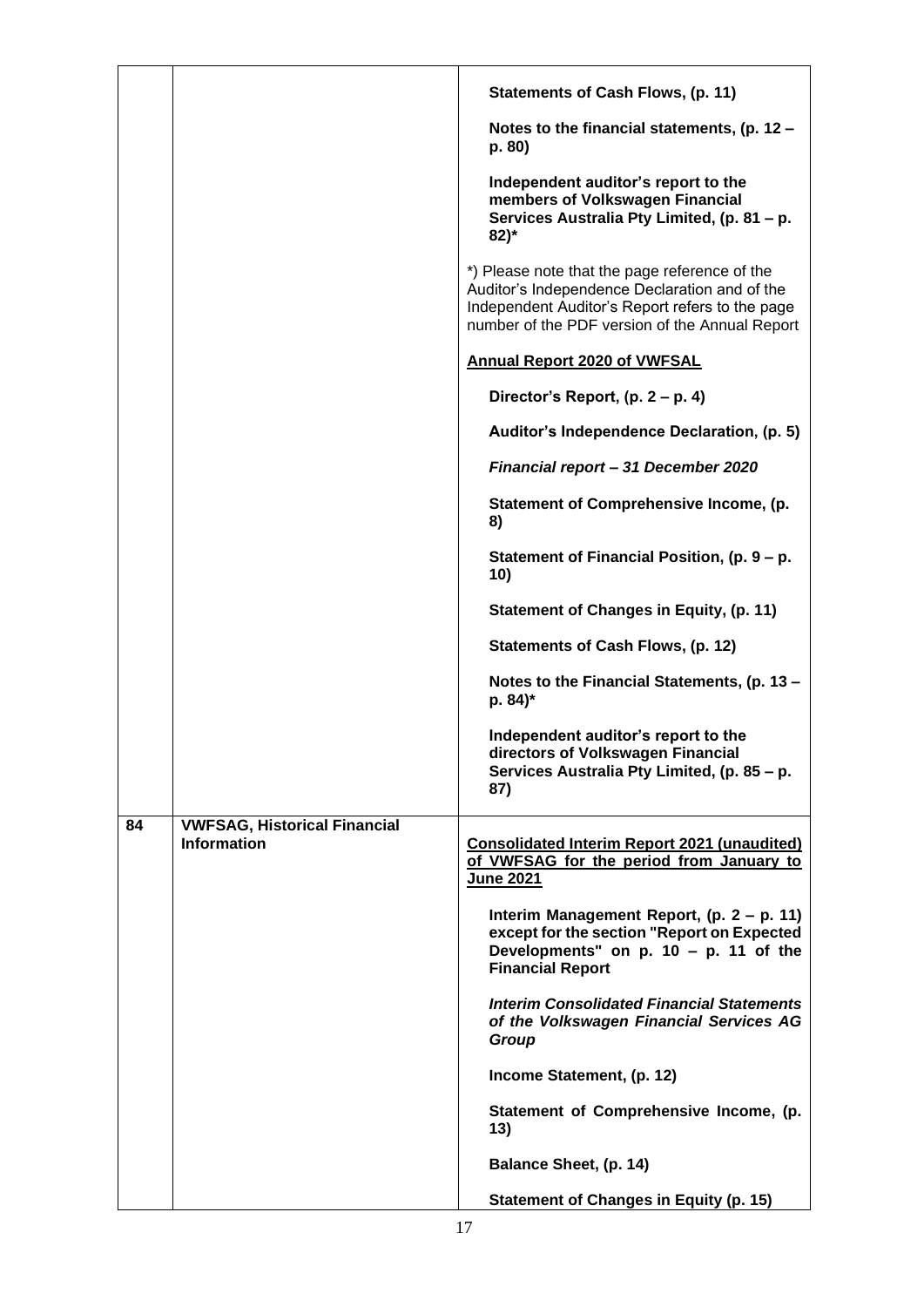| | | |
|---|---|---|
| | | **Statements of Cash Flows, (p. 11)**<br><br>**Notes to the financial statements, (p. 12 – p. 80)**<br><br>**Independent auditor's report to the members of Volkswagen Financial Services Australia Pty Limited, (p. 81 – p. 82)***<br><br>*) Please note that the page reference of the Auditor's Independence Declaration and of the Independent Auditor's Report refers to the page number of the PDF version of the Annual Report<br><br>**<u>Annual Report 2020 of VWFSAL</u>**<br><br>**Director's Report, (p. 2 – p. 4)**<br><br>**Auditor's Independence Declaration, (p. 5)**<br><br>***Financial report – 31 December 2020***<br><br>**Statement of Comprehensive Income, (p. 8)**<br><br>**Statement of Financial Position, (p. 9 – p. 10)**<br><br>**Statement of Changes in Equity, (p. 11)**<br><br>**Statements of Cash Flows, (p. 12)**<br><br>**Notes to the Financial Statements, (p. 13 – p. 84)***<br><br>**Independent auditor's report to the directors of Volkswagen Financial Services Australia Pty Limited, (p. 85 – p. 87)** |
| 84 | **VWFSAG, Historical Financial Information** | **<u>Consolidated Interim Report 2021 (unaudited) of VWFSAG for the period from January to June 2021</u>**<br><br>**Interim Management Report, (p. 2 – p. 11) except for the section "Report on Expected Developments" on p. 10 – p. 11 of the Financial Report**<br><br>***Interim Consolidated Financial Statements of the Volkswagen Financial Services AG Group***<br><br>**Income Statement, (p. 12)**<br><br>**Statement of Comprehensive Income, (p. 13)**<br><br>**Balance Sheet, (p. 14)**<br><br>**Statement of Changes in Equity (p. 15)** |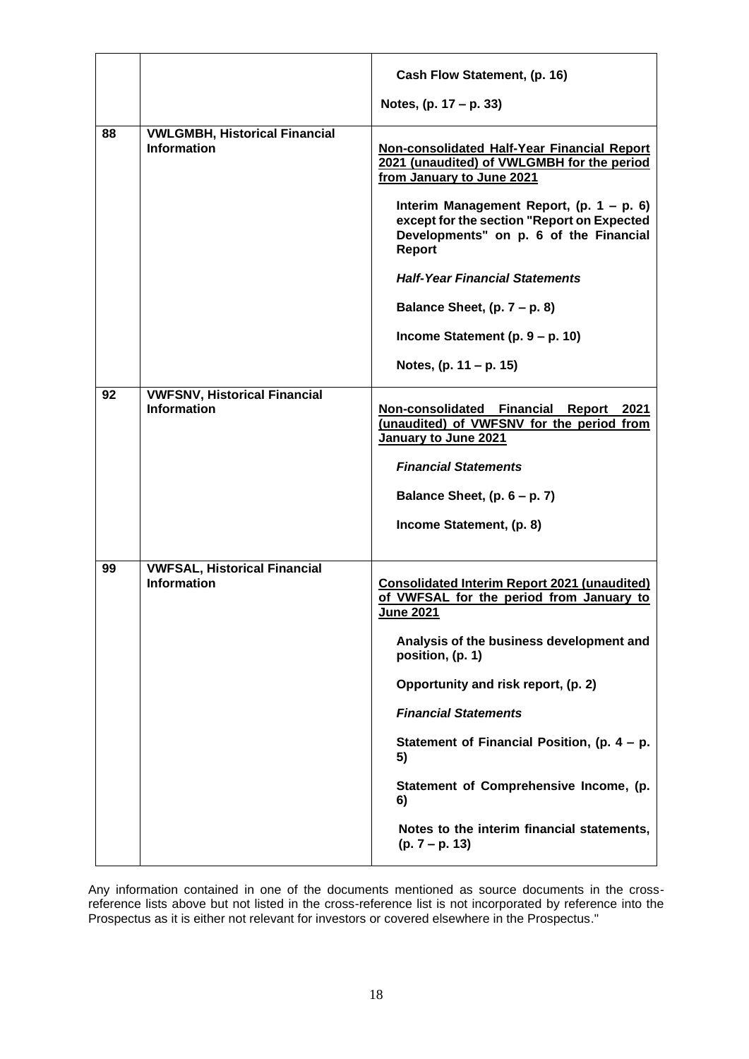| | | |
|---|---|---|
| | | **Cash Flow Statement, (p. 16)**<br><br>**Notes, (p. 17 – p. 33)** |
| 88 | **VWLGMBH, Historical Financial Information** | **<u>Non-consolidated Half-Year Financial Report 2021 (unaudited) of VWLGMBH for the period from January to June 2021</u>**<br><br>**Interim Management Report, (p. 1 – p. 6) except for the section "Report on Expected Developments" on p. 6 of the Financial Report**<br><br>***Half-Year Financial Statements***<br><br>**Balance Sheet, (p. 7 – p. 8)**<br><br>**Income Statement (p. 9 – p. 10)**<br><br>**Notes, (p. 11 – p. 15)** |
| 92 | **VWFSNV, Historical Financial Information** | **<u>Non-consolidated Financial Report 2021 (unaudited) of VWFSNV for the period from January to June 2021</u>**<br><br>***Financial Statements***<br><br>**Balance Sheet, (p. 6 – p. 7)**<br><br>**Income Statement, (p. 8)** |
| 99 | **VWFSAL, Historical Financial Information** | **<u>Consolidated Interim Report 2021 (unaudited) of VWFSAL for the period from January to June 2021</u>**<br><br>**Analysis of the business development and position, (p. 1)**<br><br>**Opportunity and risk report, (p. 2)**<br><br>***Financial Statements***<br><br>**Statement of Financial Position, (p. 4 – p. 5)**<br><br>**Statement of Comprehensive Income, (p. 6)**<br><br>**Notes to the interim financial statements, (p. 7 – p. 13)** |

Any information contained in one of the documents mentioned as source documents in the cross-reference lists above but not listed in the cross-reference list is not incorporated by reference into the Prospectus as it is either not relevant for investors or covered elsewhere in the Prospectus."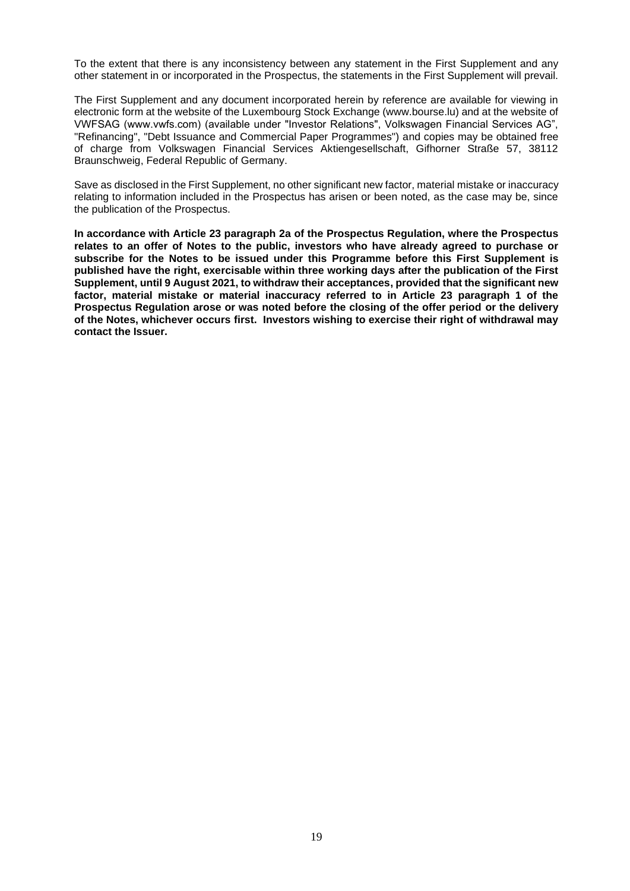To the extent that there is any inconsistency between any statement in the First Supplement and any other statement in or incorporated in the Prospectus, the statements in the First Supplement will prevail.

The First Supplement and any document incorporated herein by reference are available for viewing in electronic form at the website of the Luxembourg Stock Exchange (www.bourse.lu) and at the website of VWFSAG (www.vwfs.com) (available under "Investor Relations", Volkswagen Financial Services AG", "Refinancing", "Debt Issuance and Commercial Paper Programmes") and copies may be obtained free of charge from Volkswagen Financial Services Aktiengesellschaft, Gifhorner Straße 57, 38112 Braunschweig, Federal Republic of Germany.

Save as disclosed in the First Supplement, no other significant new factor, material mistake or inaccuracy relating to information included in the Prospectus has arisen or been noted, as the case may be, since the publication of the Prospectus.

**In accordance with Article 23 paragraph 2a of the Prospectus Regulation, where the Prospectus relates to an offer of Notes to the public, investors who have already agreed to purchase or subscribe for the Notes to be issued under this Programme before this First Supplement is published have the right, exercisable within three working days after the publication of the First Supplement, until 9 August 2021, to withdraw their acceptances, provided that the significant new factor, material mistake or material inaccuracy referred to in Article 23 paragraph 1 of the Prospectus Regulation arose or was noted before the closing of the offer period or the delivery of the Notes, whichever occurs first. Investors wishing to exercise their right of withdrawal may contact the Issuer.**